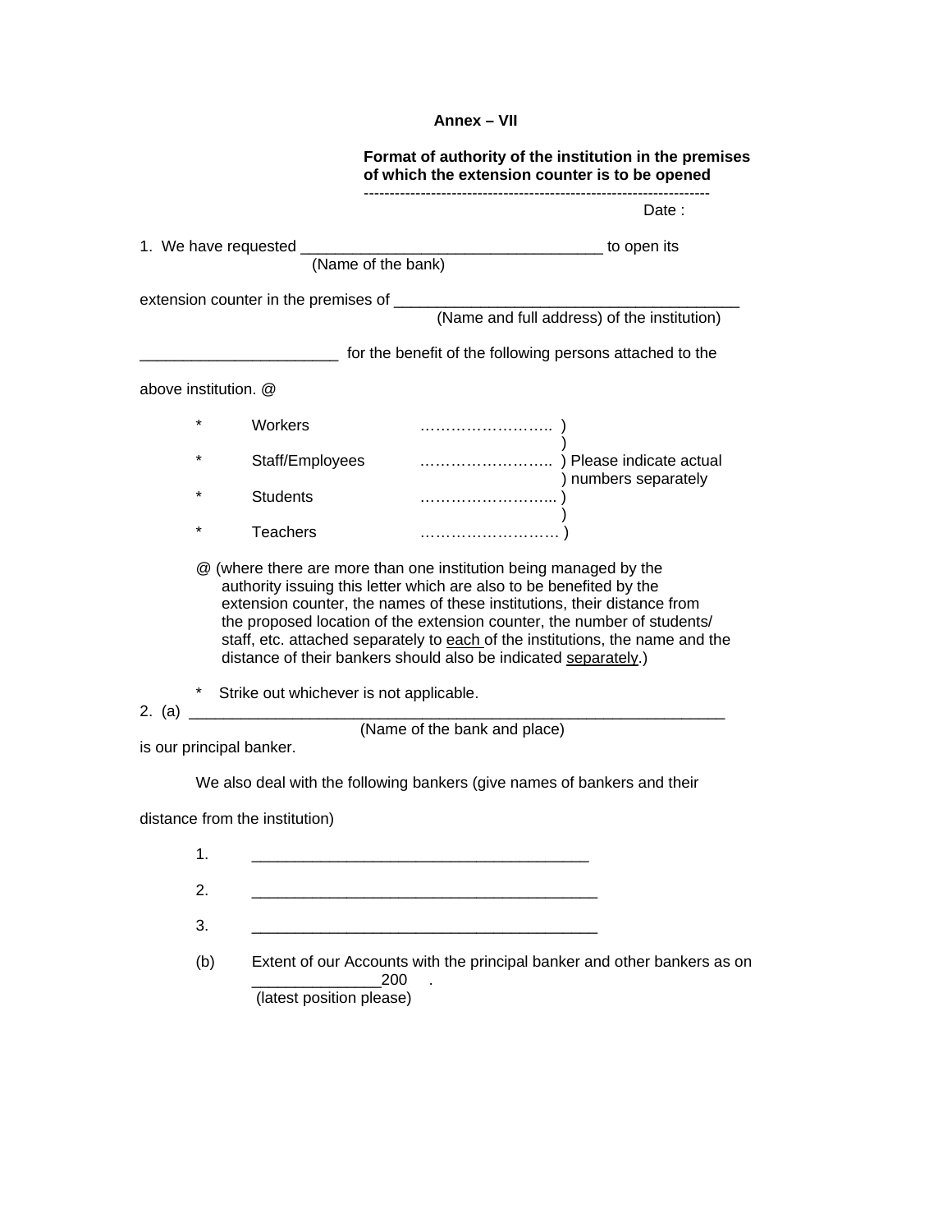**Annex – VII**

**Format of authority of the institution in the premises of which the extension counter is to be opened**

--------------------------------------------------------------------

Date :

1. We have requested ___________________________________ to open its
(Name of the bank)

extension counter in the premises of _______________________________________
(Name and full address) of the institution)

_______________________ for the benefit of the following persons attached to the above institution. @

* Workers …………………….. )
* Staff/Employees …………………….. ) Please indicate actual numbers separately
* Students …………………….... )
* Teachers ……………………… )

@ (where there are more than one institution being managed by the authority issuing this letter which are also to be benefited by the extension counter, the names of these institutions, their distance from the proposed location of the extension counter, the number of students/ staff, etc. attached separately to <u>each</u> of the institutions, the name and the distance of their bankers should also be indicated <u>separately</u>.)

\* Strike out whichever is not applicable.

2. (a) _______________________________________________________________
(Name of the bank and place)
is our principal banker.

We also deal with the following bankers (give names of bankers and their distance from the institution)

1. _______________________________________
2. ________________________________________
3. ________________________________________

(b) Extent of our Accounts with the principal banker and other bankers as on ______________200 .
(latest position please)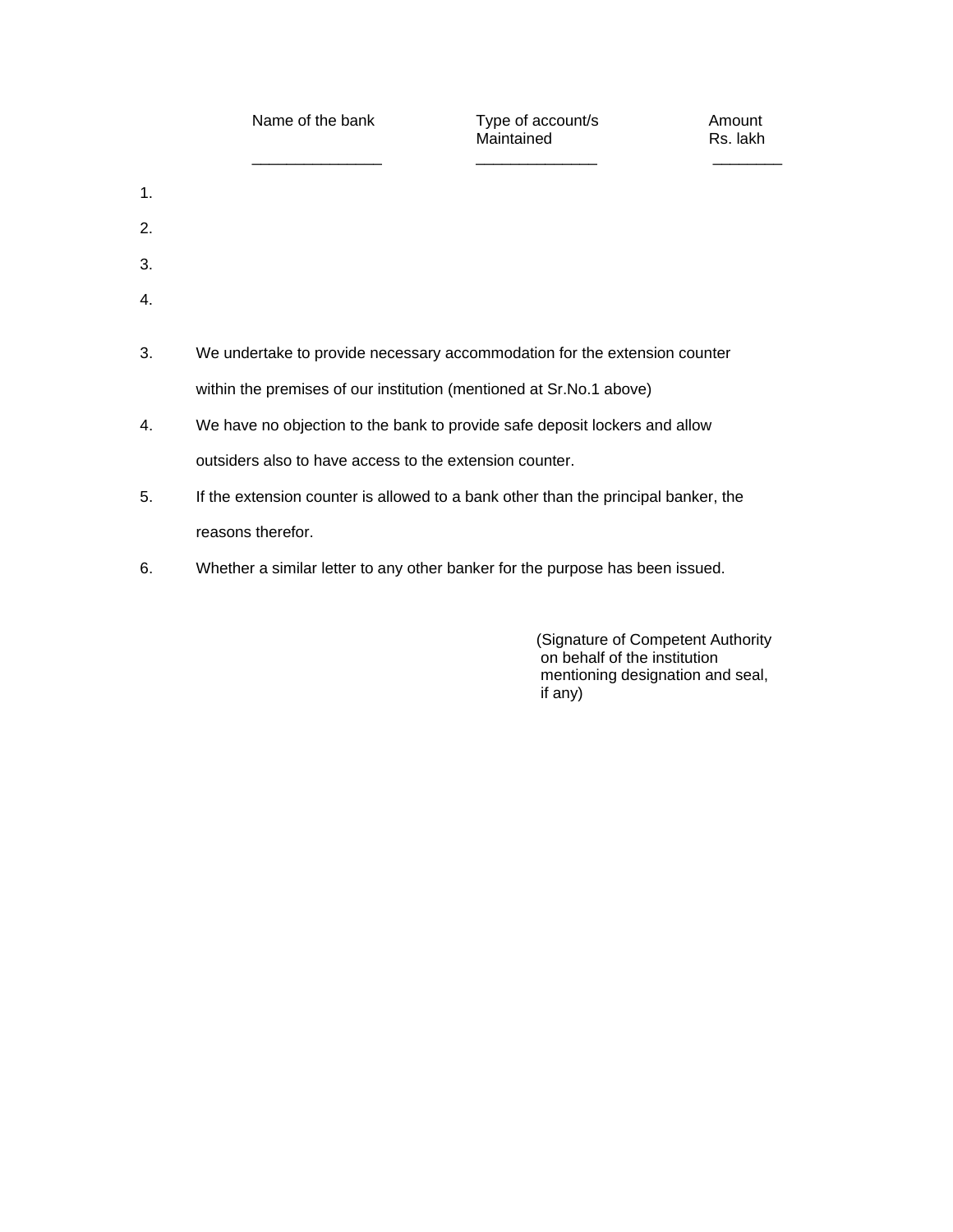| | Name of the bank | Type of account/s Maintained | Amount Rs. lakh |
|---|---|---|---|
| 1. | | | |
| 2. | | | |
| 3. | | | |
| 4. | | | |

3. We undertake to provide necessary accommodation for the extension counter within the premises of our institution (mentioned at Sr.No.1 above)

4. We have no objection to the bank to provide safe deposit lockers and allow outsiders also to have access to the extension counter.

5. If the extension counter is allowed to a bank other than the principal banker, the reasons therefor.

6. Whether a similar letter to any other banker for the purpose has been issued.

(Signature of Competent Authority
on behalf of the institution
mentioning designation and seal,
if any)